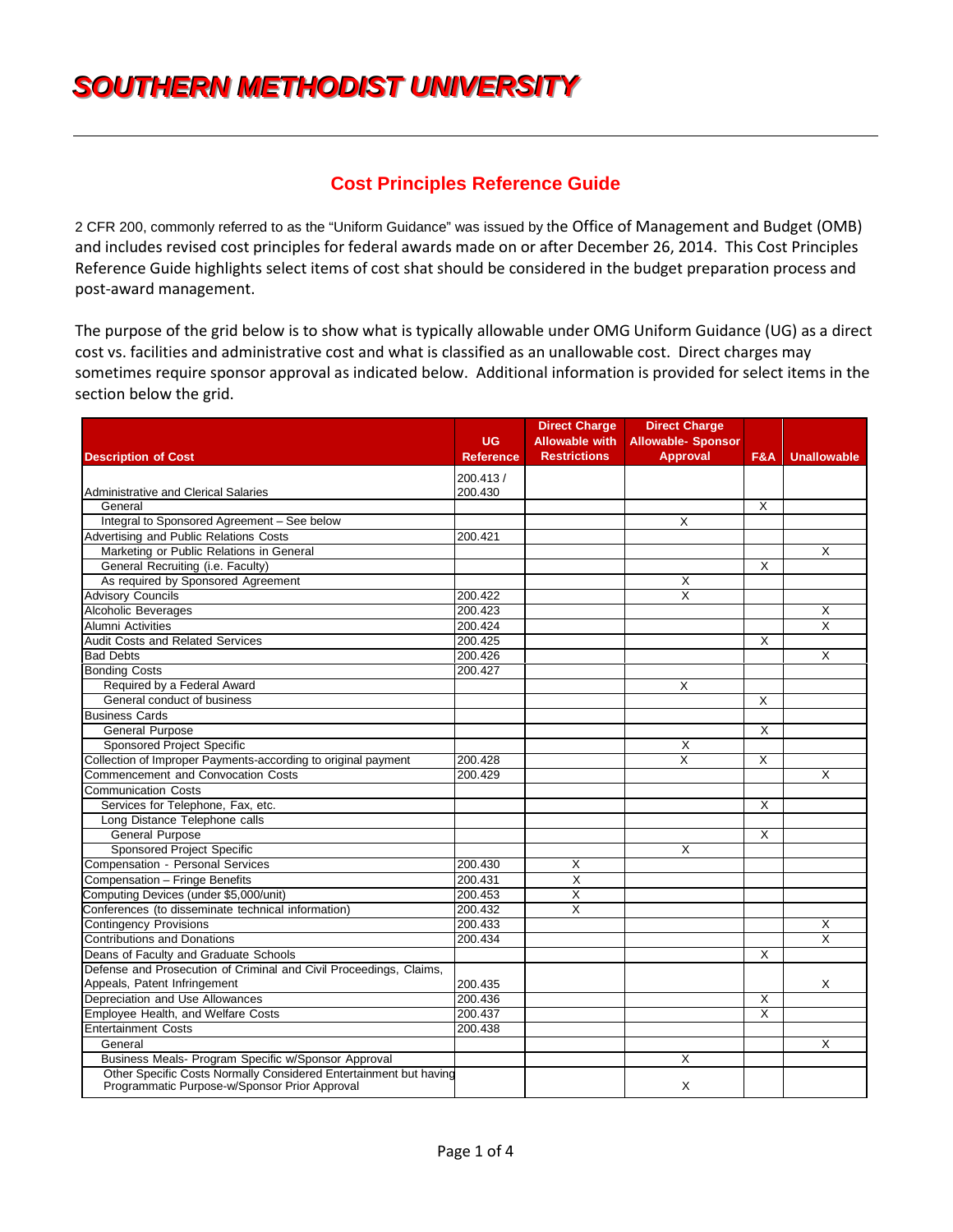# SOUTHERN METHODIST UNIVERSITY

## Cost Principles Reference Guide

2 CFR 200, commonly referred to as the "Uniform Guidance" was issued by the Office of Management and Budget (OMB) and includes revised cost principles for federal awards made on or after December 26, 2014. This Cost Principles Reference Guide highlights select items of cost shat should be considered in the budget preparation process and post-award management.

The purpose of the grid below is to show what is typically allowable under OMG Uniform Guidance (UG) as a direct cost vs. facilities and administrative cost and what is classified as an unallowable cost. Direct charges may sometimes require sponsor approval as indicated below. Additional information is provided for select items in the section below the grid.

| Description of Cost | UG Reference | Direct Charge Allowable with Restrictions | Direct Charge Allowable- Sponsor Approval | F&A | Unallowable |
|---|---|---|---|---|---|
| Administrative and Clerical Salaries | 200.413 / 200.430 | | | | |
| General | | | | X | |
| Integral to Sponsored Agreement – See below | | | X | | |
| Advertising and Public Relations Costs | 200.421 | | | | |
| Marketing or Public Relations in General | | | | | X |
| General Recruiting (i.e. Faculty) | | | | X | |
| As required by Sponsored Agreement | | | X | | |
| Advisory Councils | 200.422 | | X | | |
| Alcoholic Beverages | 200.423 | | | | X |
| Alumni Activities | 200.424 | | | | X |
| Audit Costs and Related Services | 200.425 | | | X | |
| Bad Debts | 200.426 | | | | X |
| Bonding Costs | 200.427 | | | | |
| Required by a Federal Award | | | X | | |
| General conduct of business | | | | X | |
| Business Cards | | | | | |
| General Purpose | | | | X | |
| Sponsored Project Specific | | | X | | |
| Collection of Improper Payments-according to original payment | 200.428 | | X | X | |
| Commencement and Convocation Costs | 200.429 | | | | X |
| Communication Costs | | | | | |
| Services for Telephone, Fax, etc. | | | | X | |
| Long Distance Telephone calls | | | | | |
| General Purpose | | | | X | |
| Sponsored Project Specific | | | X | | |
| Compensation - Personal Services | 200.430 | X | | | |
| Compensation – Fringe Benefits | 200.431 | X | | | |
| Computing Devices (under $5,000/unit) | 200.453 | X | | | |
| Conferences (to disseminate technical information) | 200.432 | X | | | |
| Contingency Provisions | 200.433 | | | | X |
| Contributions and Donations | 200.434 | | | | X |
| Deans of Faculty and Graduate Schools | | | | X | |
| Defense and Prosecution of Criminal and Civil Proceedings, Claims, Appeals, Patent Infringement | 200.435 | | | | X |
| Depreciation and Use Allowances | 200.436 | | | X | |
| Employee Health, and Welfare Costs | 200.437 | | | X | |
| Entertainment Costs | 200.438 | | | | |
| General | | | | | X |
| Business Meals- Program Specific w/Sponsor Approval | | | X | | |
| Other Specific Costs Normally Considered Entertainment but having Programmatic Purpose-w/Sponsor Prior Approval | | | X | | |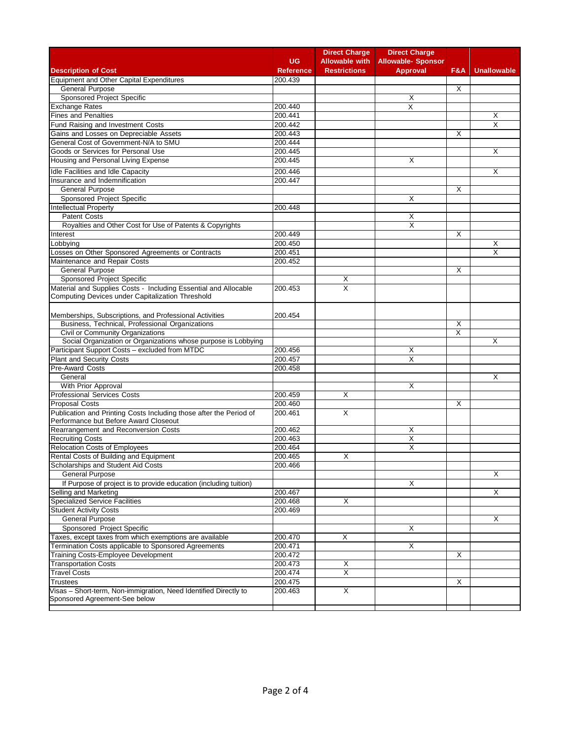| Description of Cost | UG Reference | Direct Charge Allowable with Restrictions | Direct Charge Allowable- Sponsor Approval | F&A | Unallowable |
|---|---|---|---|---|---|
| Equipment and Other Capital Expenditures | 200.439 | | | | |
| General Purpose | | | | X | |
| Sponsored Project Specific | | | X | | |
| Exchange Rates | 200.440 | | X | | |
| Fines and Penalties | 200.441 | | | | X |
| Fund Raising and Investment Costs | 200.442 | | | | X |
| Gains and Losses on Depreciable Assets | 200.443 | | | X | |
| General Cost of Government-N/A to SMU | 200.444 | | | | |
| Goods or Services for Personal Use | 200.445 | | | | X |
| Housing and Personal Living Expense | 200.445 | | X | | |
| Idle Facilities and Idle Capacity | 200.446 | | | | X |
| Insurance and Indemnification | 200.447 | | | | |
| General Purpose | | | | X | |
| Sponsored Project Specific | | | X | | |
| Intellectual Property | 200.448 | | | | |
| Patent Costs | | | X | | |
| Royalties and Other Cost for Use of Patents & Copyrights | | | X | | |
| Interest | 200.449 | | | X | |
| Lobbying | 200.450 | | | | X |
| Losses on Other Sponsored Agreements or Contracts | 200.451 | | | | X |
| Maintenance and Repair Costs | 200.452 | | | | |
| General Purpose | | | | X | |
| Sponsored Project Specific | | X | | | |
| Material and Supplies Costs - Including Essential and Allocable Computing Devices under Capitalization Threshold | 200.453 | X | | | |
| Memberships, Subscriptions, and Professional Activities | 200.454 | | | | |
| Business, Technical, Professional Organizations | | | | X | |
| Civil or Community Organizations | | | | X | |
| Social Organization or Organizations whose purpose is Lobbying | | | | | X |
| Participant Support Costs – excluded from MTDC | 200.456 | | X | | |
| Plant and Security Costs | 200.457 | | X | | |
| Pre-Award Costs | 200.458 | | | | |
| General | | | | | X |
| With Prior Approval | | | X | | |
| Professional Services Costs | 200.459 | X | | | |
| Proposal Costs | 200.460 | | | X | |
| Publication and Printing Costs Including those after the Period of Performance but Before Award Closeout | 200.461 | X | | | |
| Rearrangement and Reconversion Costs | 200.462 | | X | | |
| Recruiting Costs | 200.463 | | X | | |
| Relocation Costs of Employees | 200.464 | | X | | |
| Rental Costs of Building and Equipment | 200.465 | X | | | |
| Scholarships and Student Aid Costs | 200.466 | | | | |
| General Purpose | | | | | X |
| If Purpose of project is to provide education (including tuition) | | | X | | |
| Selling and Marketing | 200.467 | | | | X |
| Specialized Service Facilities | 200.468 | X | | | |
| Student Activity Costs | 200.469 | | | | |
| General Purpose | | | | | X |
| Sponsored Project Specific | | | X | | |
| Taxes, except taxes from which exemptions are available | 200.470 | X | | | |
| Termination Costs applicable to Sponsored Agreements | 200.471 | | X | | |
| Training Costs-Employee Development | 200.472 | | | X | |
| Transportation Costs | 200.473 | X | | | |
| Travel Costs | 200.474 | X | | | |
| Trustees | 200.475 | | | X | |
| Visas – Short-term, Non-immigration, Need Identified Directly to Sponsored Agreement-See below | 200.463 | X | | | |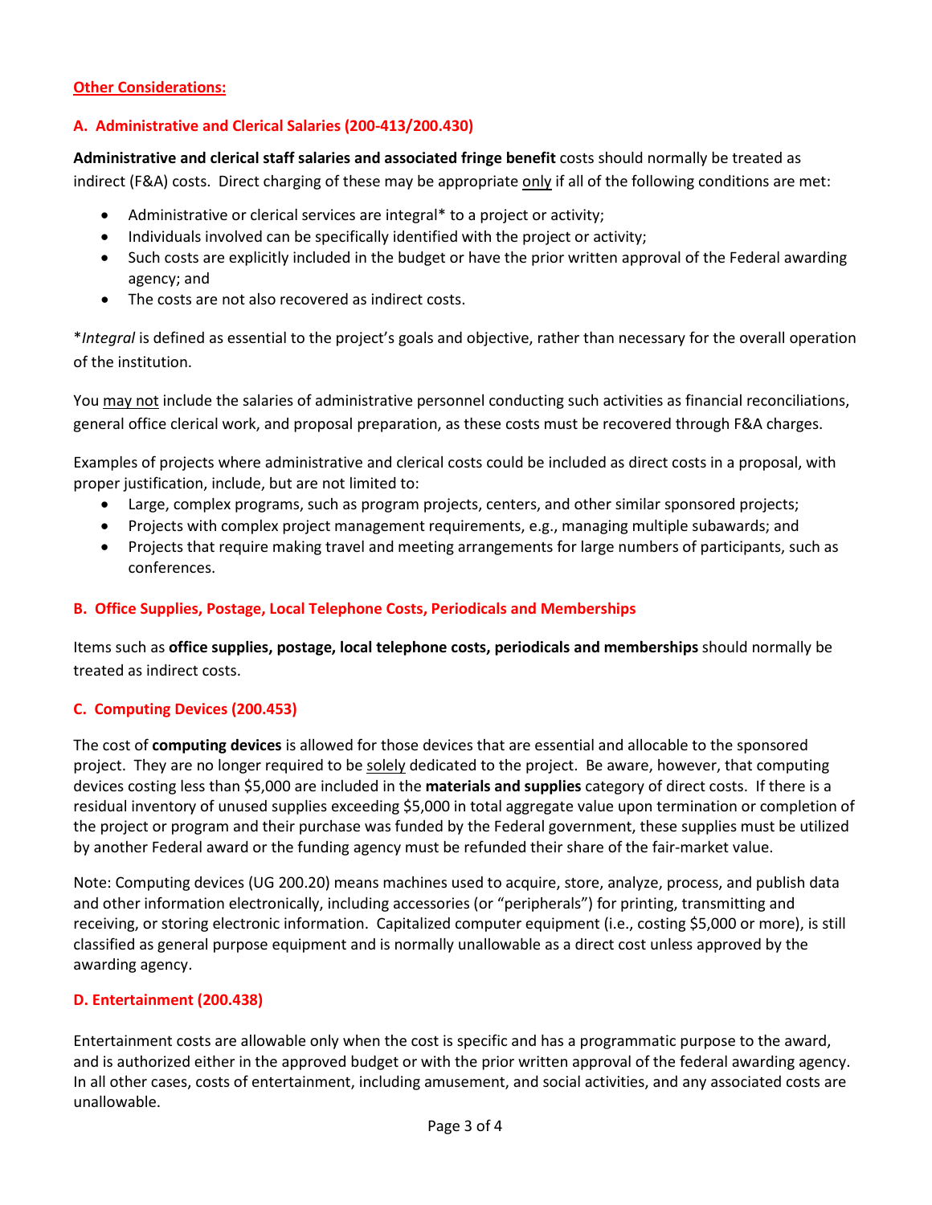**Other Considerations:**

## A. Administrative and Clerical Salaries (200-413/200.430)

**Administrative and clerical staff salaries and associated fringe benefit** costs should normally be treated as indirect (F&A) costs. Direct charging of these may be appropriate only if all of the following conditions are met:

- Administrative or clerical services are integral* to a project or activity;
- Individuals involved can be specifically identified with the project or activity;
- Such costs are explicitly included in the budget or have the prior written approval of the Federal awarding agency; and
- The costs are not also recovered as indirect costs.

**Integral* is defined as essential to the project's goals and objective, rather than necessary for the overall operation of the institution.

You may not include the salaries of administrative personnel conducting such activities as financial reconciliations, general office clerical work, and proposal preparation, as these costs must be recovered through F&A charges.

Examples of projects where administrative and clerical costs could be included as direct costs in a proposal, with proper justification, include, but are not limited to:

- Large, complex programs, such as program projects, centers, and other similar sponsored projects;
- Projects with complex project management requirements, e.g., managing multiple subawards; and
- Projects that require making travel and meeting arrangements for large numbers of participants, such as conferences.

## B. Office Supplies, Postage, Local Telephone Costs, Periodicals and Memberships

Items such as **office supplies, postage, local telephone costs, periodicals and memberships** should normally be treated as indirect costs.

## C. Computing Devices (200.453)

The cost of **computing devices** is allowed for those devices that are essential and allocable to the sponsored project. They are no longer required to be solely dedicated to the project. Be aware, however, that computing devices costing less than $5,000 are included in the **materials and supplies** category of direct costs. If there is a residual inventory of unused supplies exceeding $5,000 in total aggregate value upon termination or completion of the project or program and their purchase was funded by the Federal government, these supplies must be utilized by another Federal award or the funding agency must be refunded their share of the fair-market value.

Note: Computing devices (UG 200.20) means machines used to acquire, store, analyze, process, and publish data and other information electronically, including accessories (or "peripherals") for printing, transmitting and receiving, or storing electronic information. Capitalized computer equipment (i.e., costing $5,000 or more), is still classified as general purpose equipment and is normally unallowable as a direct cost unless approved by the awarding agency.

## D. Entertainment (200.438)

Entertainment costs are allowable only when the cost is specific and has a programmatic purpose to the award, and is authorized either in the approved budget or with the prior written approval of the federal awarding agency. In all other cases, costs of entertainment, including amusement, and social activities, and any associated costs are unallowable.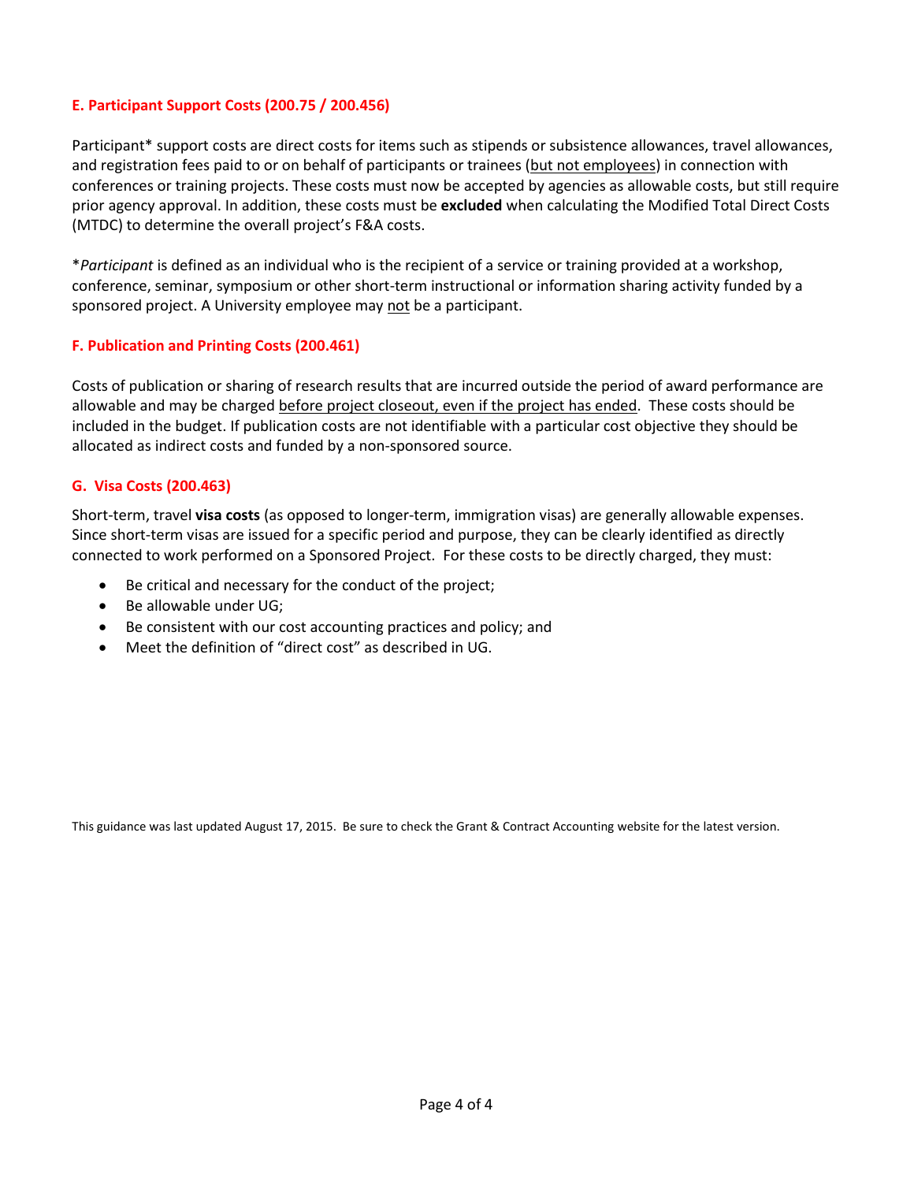### E. Participant Support Costs (200.75 / 200.456)

Participant* support costs are direct costs for items such as stipends or subsistence allowances, travel allowances, and registration fees paid to or on behalf of participants or trainees (but not employees) in connection with conferences or training projects. These costs must now be accepted by agencies as allowable costs, but still require prior agency approval. In addition, these costs must be **excluded** when calculating the Modified Total Direct Costs (MTDC) to determine the overall project's F&A costs.

**Participant* is defined as an individual who is the recipient of a service or training provided at a workshop, conference, seminar, symposium or other short-term instructional or information sharing activity funded by a sponsored project. A University employee may not be a participant.

### F. Publication and Printing Costs (200.461)

Costs of publication or sharing of research results that are incurred outside the period of award performance are allowable and may be charged before project closeout, even if the project has ended. These costs should be included in the budget. If publication costs are not identifiable with a particular cost objective they should be allocated as indirect costs and funded by a non-sponsored source.

### G. Visa Costs (200.463)

Short-term, travel **visa costs** (as opposed to longer-term, immigration visas) are generally allowable expenses. Since short-term visas are issued for a specific period and purpose, they can be clearly identified as directly connected to work performed on a Sponsored Project. For these costs to be directly charged, they must:

- Be critical and necessary for the conduct of the project;
- Be allowable under UG;
- Be consistent with our cost accounting practices and policy; and
- Meet the definition of "direct cost" as described in UG.

This guidance was last updated August 17, 2015. Be sure to check the Grant & Contract Accounting website for the latest version.